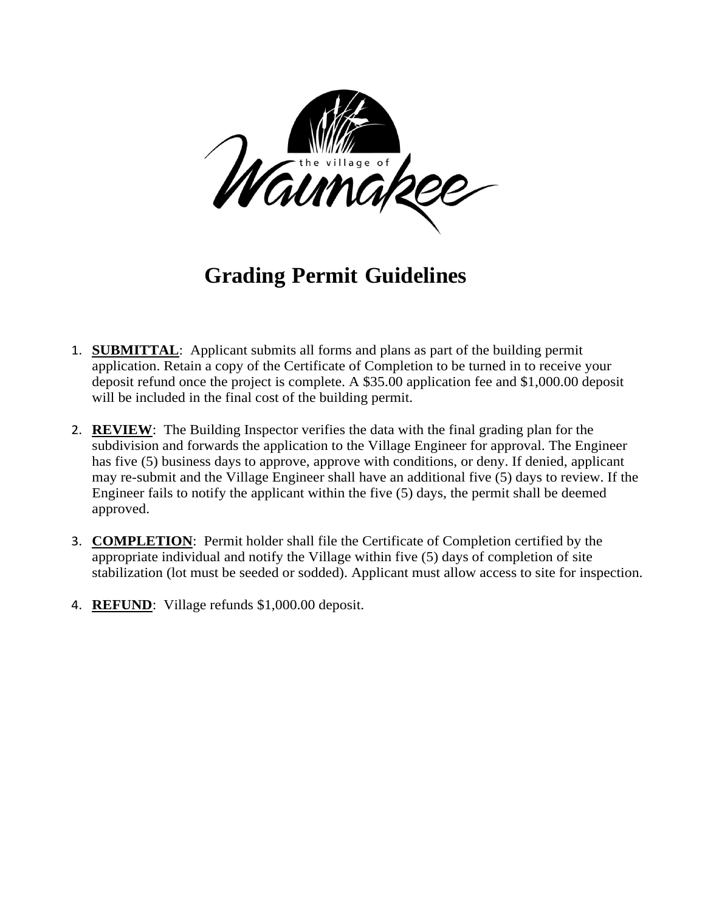the village of Waunakee

# Grading Permit Guidelines

1. **SUBMITTAL**: Applicant submits all forms and plans as part of the building permit application. Retain a copy of the Certificate of Completion to be turned in to receive your deposit refund once the project is complete. A $35.00 application fee and $1,000.00 deposit will be included in the final cost of the building permit.

2. **REVIEW**: The Building Inspector verifies the data with the final grading plan for the subdivision and forwards the application to the Village Engineer for approval. The Engineer has five (5) business days to approve, approve with conditions, or deny. If denied, applicant may re-submit and the Village Engineer shall have an additional five (5) days to review. If the Engineer fails to notify the applicant within the five (5) days, the permit shall be deemed approved.

3. **COMPLETION**: Permit holder shall file the Certificate of Completion certified by the appropriate individual and notify the Village within five (5) days of completion of site stabilization (lot must be seeded or sodded). Applicant must allow access to site for inspection.

4. **REFUND**: Village refunds $1,000.00 deposit.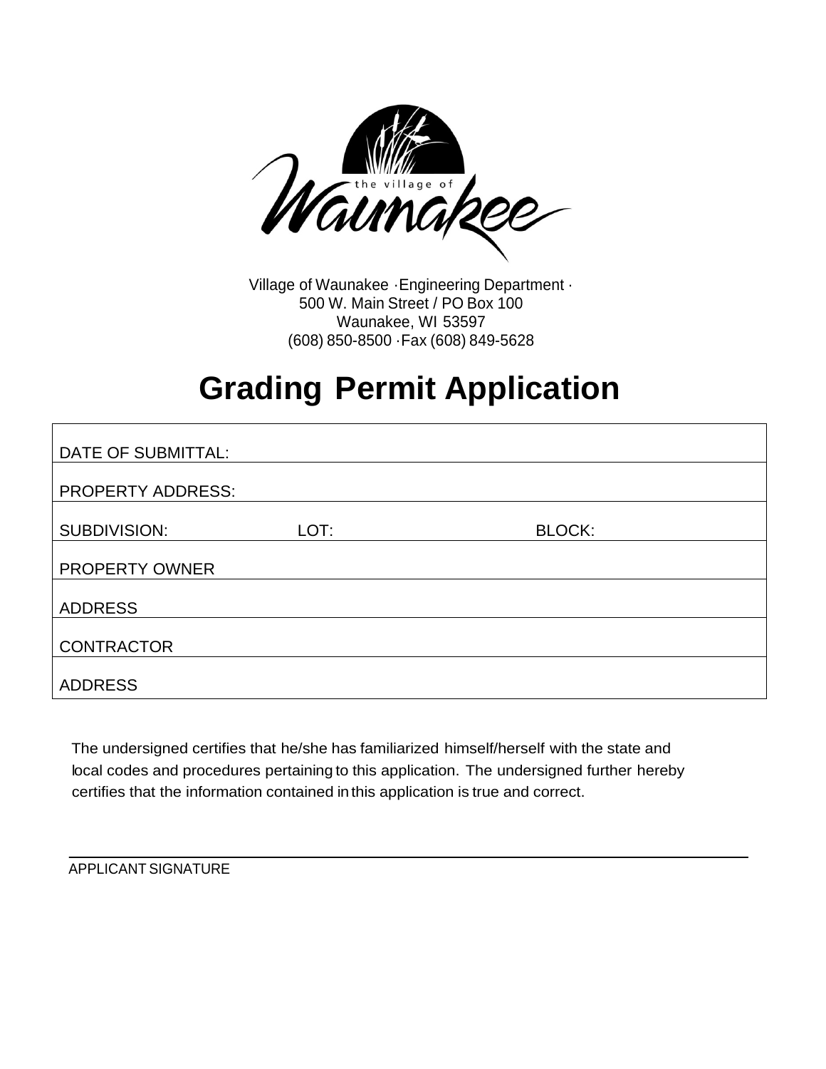Village of Waunakee ·Engineering Department ·
500 W. Main Street / PO Box 100
Waunakee, WI 53597
(608) 850-8500 ·Fax (608) 849-5628

# Grading Permit Application

| DATE OF SUBMITTAL: | | |
|---|---|---|
| PROPERTY ADDRESS: | | |
| SUBDIVISION: | LOT: | BLOCK: |
| PROPERTY OWNER | | |
| ADDRESS | | |
| CONTRACTOR | | |
| ADDRESS | | |

The undersigned certifies that he/she has familiarized himself/herself with the state and local codes and procedures pertaining to this application. The undersigned further hereby certifies that the information contained in this application is true and correct.

APPLICANT SIGNATURE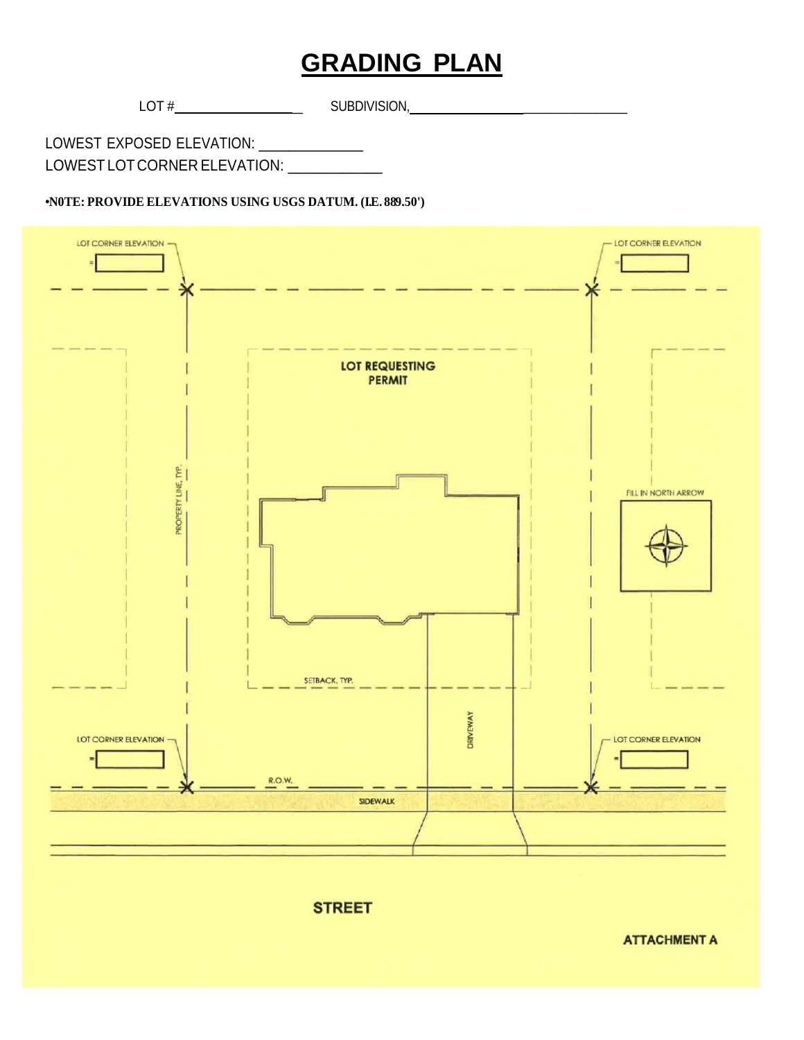# GRADING PLAN

LOT #____________________ SUBDIVISION,________________________________

LOWEST EXPOSED ELEVATION: ______________

LOWEST LOT CORNER ELEVATION: ____________

•**N0TE: PROVIDE ELEVATIONS USING USGS DATUM. (I.E. 889.50')**

LOT CORNER ELEVATION =

LOT CORNER ELEVATION =

LOT REQUESTING PERMIT

PROPERTY LINE, TYP.

FILL IN NORTH ARROW

SETBACK, TYP.

DRIVEWAY

LOT CORNER ELEVATION =

LOT CORNER ELEVATION =

R.O.W.

SIDEWALK

STREET

ATTACHMENT A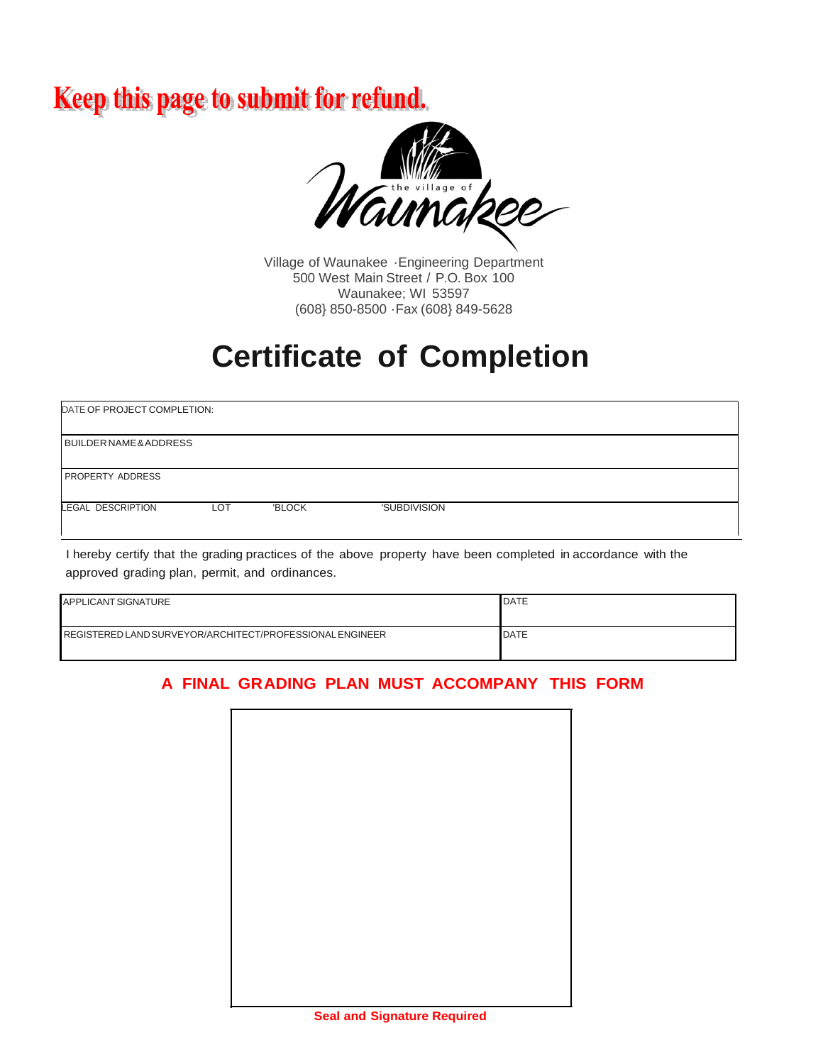**Keep this page to submit for refund.**

the village of Waunakee

Village of Waunakee ·Engineering Department
500 West Main Street / P.O. Box 100
Waunakee; WI 53597
(608} 850-8500 ·Fax (608} 849-5628

# Certificate of Completion

| | | | |
|---|---|---|---|
| DATE OF PROJECT COMPLETION: | | | |
| BUILDER NAME&ADDRESS | | | |
| PROPERTY ADDRESS | | | |
| LEGAL DESCRIPTION | LOT | 'BLOCK | 'SUBDIVISION |

I hereby certify that the grading practices of the above property have been completed in accordance with the approved grading plan, permit, and ordinances.

| | |
|---|---|
| APPLICANT SIGNATURE | DATE |
| REGISTERED LAND SURVEYOR/ARCHITECT/PROFESSIONAL ENGINEER | DATE |

**A FINAL GRADING PLAN MUST ACCOMPANY THIS FORM**

**Seal and Signature Required**